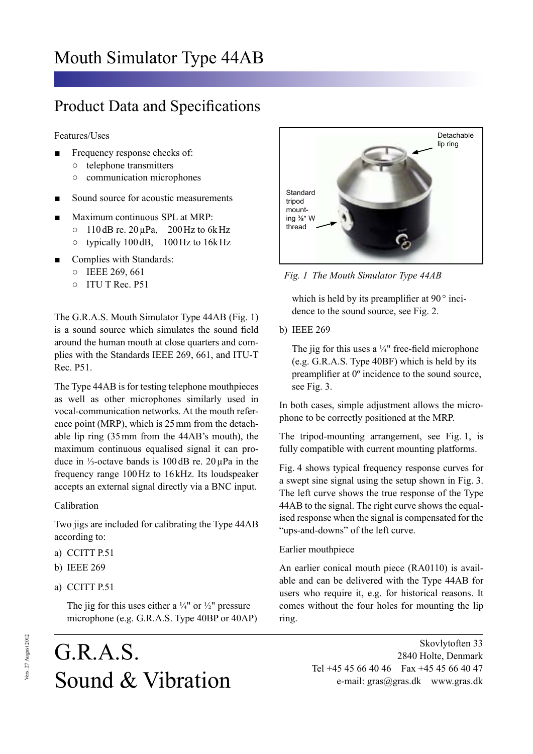# Mouth Simulator Type 44AB

## Product Data and Specifications

Features/Uses

- Frequency response checks of:
  - telephone transmitters
  - communication microphones
- Sound source for acoustic measurements
- Maximum continuous SPL at MRP:
  - 110 dB re. 20 µPa, 200 Hz to 6 kHz
  - typically 100 dB, 100 Hz to 16 kHz
- Complies with Standards:
  - IEEE 269, 661
  - ITU T Rec. P51

The G.R.A.S. Mouth Simulator Type 44AB (Fig. 1) is a sound source which simulates the sound field around the human mouth at close quarters and complies with the Standards IEEE 269, 661, and ITU-T Rec. P51.

The Type 44AB is for testing telephone mouthpieces as well as other microphones similarly used in vocal-communication networks. At the mouth reference point (MRP), which is 25 mm from the detachable lip ring (35 mm from the 44AB's mouth), the maximum continuous equalised signal it can produce in ⅓-octave bands is 100 dB re. 20 µPa in the frequency range 100 Hz to 16 kHz. Its loudspeaker accepts an external signal directly via a BNC input.

Calibration

Two jigs are included for calibrating the Type 44AB according to:

a) CCITT P.51

b) IEEE 269

a) CCITT P.51

The jig for this uses either a ¼" or ½" pressure microphone (e.g. G.R.A.S. Type 40BP or 40AP) which is held by its preamplifier at 90° incidence to the sound source, see Fig. 2.

b) IEEE 269

The jig for this uses a ¼" free-field microphone (e.g. G.R.A.S. Type 40BF) which is held by its preamplifier at 0º incidence to the sound source, see Fig. 3.

Detachable lip ring

Standard tripod mounting ⅜" W thread

*Fig. 1 The Mouth Simulator Type 44AB*

In both cases, simple adjustment allows the microphone to be correctly positioned at the MRP.

The tripod-mounting arrangement, see Fig. 1, is fully compatible with current mounting platforms.

Fig. 4 shows typical frequency response curves for a swept sine signal using the setup shown in Fig. 3. The left curve shows the true response of the Type 44AB to the signal. The right curve shows the equalised response when the signal is compensated for the "ups-and-downs" of the left curve.

Earlier mouthpiece

An earlier conical mouth piece (RA0110) is available and can be delivered with the Type 44AB for users who require it, e.g. for historical reasons. It comes without the four holes for mounting the lip ring.

G.R.A.S.
Sound & Vibration

Skovlytoften 33
2840 Holte, Denmark
Tel +45 45 66 40 46 Fax +45 45 66 40 47
e-mail: gras@gras.dk www.gras.dk

Vers. 27 August 2012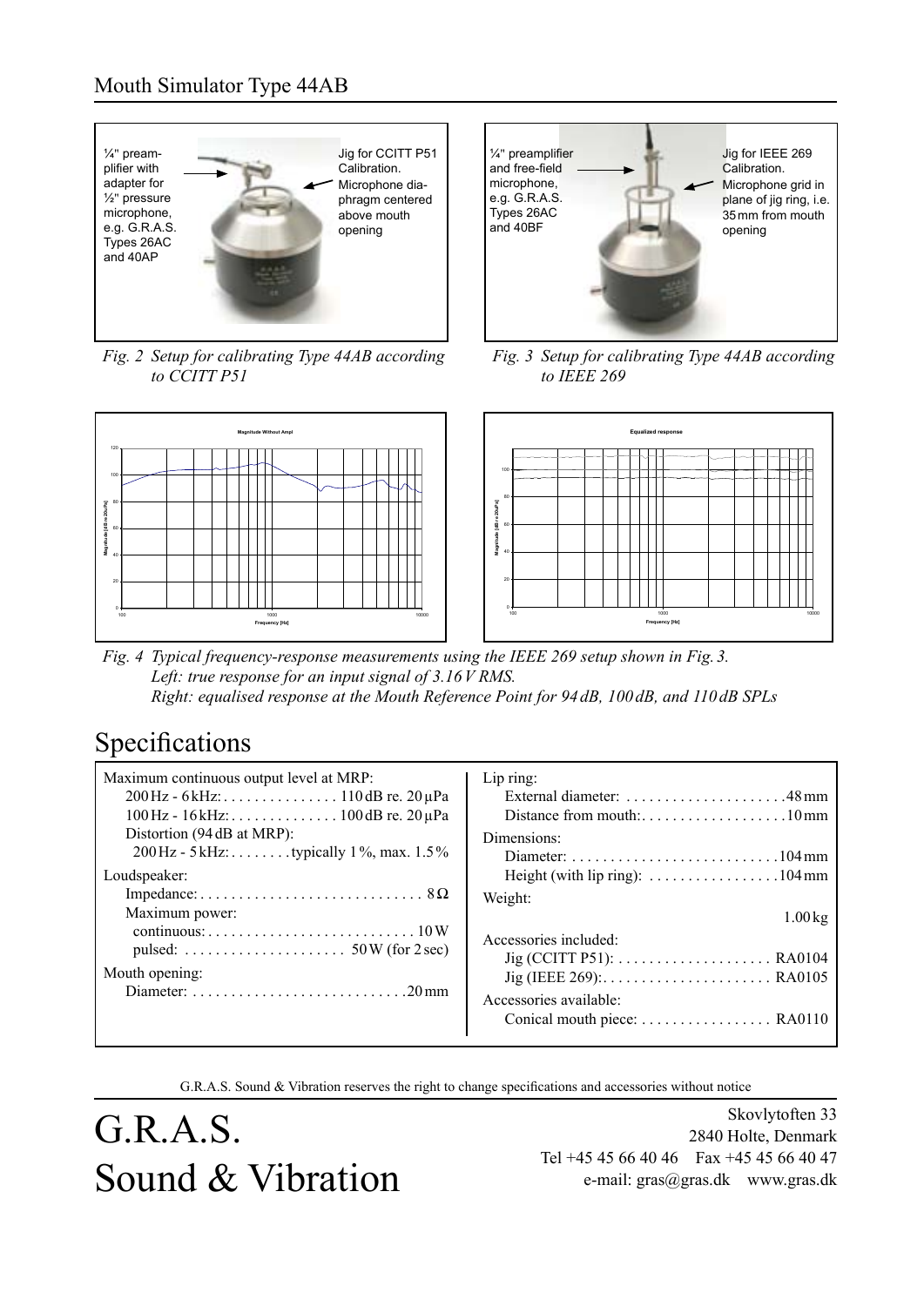Mouth Simulator Type 44AB

¼" preamplifier with adapter for ½" pressure microphone, e.g. G.R.A.S. Types 26AC and 40AP

Jig for CCITT P51 Calibration. Microphone diaphragm centered above mouth opening

*Fig. 2 Setup for calibrating Type 44AB according to CCITT P51*

¼" preamplifier and free-field microphone, e.g. G.R.A.S. Types 26AC and 40BF

Jig for IEEE 269 Calibration. Microphone grid in plane of jig ring, i.e. 35 mm from mouth opening

*Fig. 3 Setup for calibrating Type 44AB according to IEEE 269*

Magnitude Without Ampl

120
100
80
60
40
20
0

Magnitude [dB re 20uPa]

100
1000
10000

Frequency [Hz]

Equalized response

100
80
60
40
20
0

Magnitude [dB re 20uPa]

100
1000
10000

Frequency [Hz]

*Fig. 4 Typical frequency-response measurements using the IEEE 269 setup shown in Fig. 3.*
*Left: true response for an input signal of 3.16 V RMS.*
*Right: equalised response at the Mouth Reference Point for 94 dB, 100 dB, and 110 dB SPLs*

# Specifications

Maximum continuous output level at MRP:
- 200 Hz - 6 kHz: 110 dB re. 20 µPa
- 100 Hz - 16 kHz: 100 dB re. 20 µPa

Distortion (94 dB at MRP):
- 200 Hz - 5 kHz: typically 1%, max. 1.5%

Loudspeaker:
- Impedance: 8 Ω
- Maximum power:
  - continuous: 10 W
  - pulsed: 50 W (for 2 sec)

Mouth opening:
- Diameter: 20 mm

Lip ring:
- External diameter: 48 mm
- Distance from mouth: 10 mm

Dimensions:
- Diameter: 104 mm
- Height (with lip ring): 104 mm

Weight:
- 1.00 kg

Accessories included:
- Jig (CCITT P51): RA0104
- Jig (IEEE 269): RA0105

Accessories available:
- Conical mouth piece: RA0110

G.R.A.S. Sound & Vibration reserves the right to change specifications and accessories without notice

G.R.A.S.
Sound & Vibration

Skovlytoften 33
2840 Holte, Denmark
Tel +45 45 66 40 46 Fax +45 45 66 40 47
e-mail: gras@gras.dk www.gras.dk